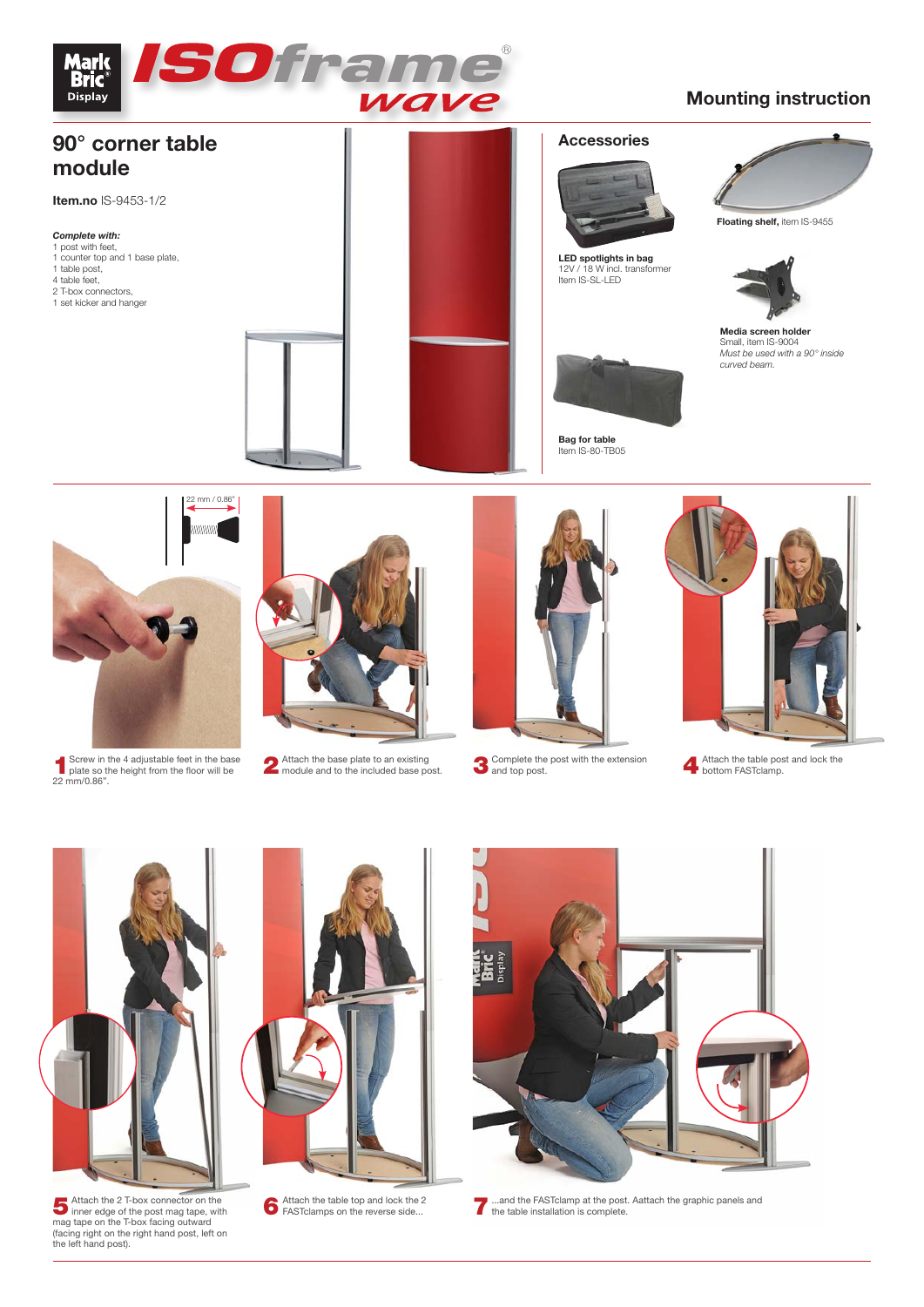# ISOframe wave

## Mounting instruction

## 90° corner table module

**Item.no** IS-9453-1/2

***Complete with:***
1 post with feet,
1 counter top and 1 base plate,
1 table post,
4 table feet,
2 T-box connectors,
1 set kicker and hanger

### Accessories

**LED spotlights in bag**
12V / 18 W incl. transformer
Item IS-SL-LED

**Bag for table**
Item IS-80-TB05

**Floating shelf,** item IS-9455

**Media screen holder**
Small, item IS-9004
*Must be used with a 90° inside curved beam.*

22 mm / 0.86"

**1** Screw in the 4 adjustable feet in the base plate so the height from the floor will be 22 mm/0.86".

**2** Attach the base plate to an existing module and to the included base post.

**3** Complete the post with the extension and top post.

**4** Attach the table post and lock the bottom FASTclamp.

**5** Attach the 2 T-box connector on the inner edge of the post mag tape, with mag tape on the T-box facing outward (facing right on the right hand post, left on the left hand post).

**6** Attach the table top and lock the 2 FASTclamps on the reverse side...

**7** ...and the FASTclamp at the post. Aattach the graphic panels and the table installation is complete.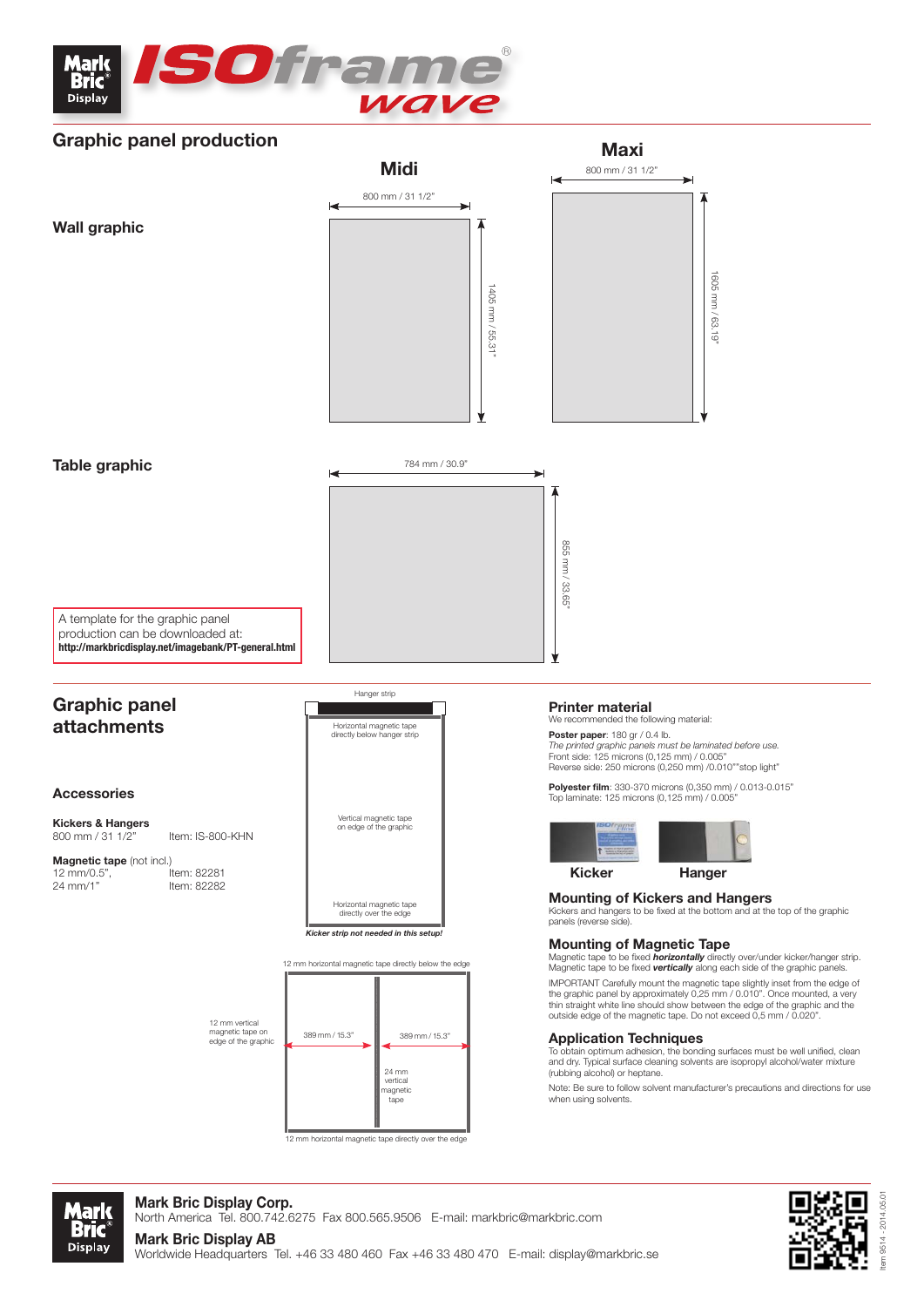# ISOframe wave

## Graphic panel production

### Wall graphic

**Midi**

800 mm / 31 1/2"

1405 mm / 55.31"

**Maxi**

800 mm / 31 1/2"

1605 mm / 63.19"

### Table graphic

784 mm / 30.9"

855 mm / 33.65"

A template for the graphic panel production can be downloaded at:
**http://markbricdisplay.net/imagebank/PT-general.html**

## Graphic panel attachments

Hanger strip

Horizontal magnetic tape directly below hanger strip

Vertical magnetic tape on edge of the graphic

Horizontal magnetic tape directly over the edge

***Kicker strip not needed in this setup!***

12 mm horizontal magnetic tape directly below the edge

12 mm vertical magnetic tape on edge of the graphic

389 mm / 15.3"

389 mm / 15.3"

24 mm vertical magnetic tape

12 mm horizontal magnetic tape directly over the edge

### Accessories

**Kickers & Hangers**
800 mm / 31 1/2" Item: IS-800-KHN

**Magnetic tape** (not incl.)
12 mm/0.5", Item: 82281
24 mm/1" Item: 82282

### Printer material

We recommended the following material:

**Poster paper**: 180 gr / 0.4 lb.
*The printed graphic panels must be laminated before use.*
Front side: 125 microns (0,125 mm) / 0.005"
Reverse side: 250 microns (0,250 mm) /0.010""stop light"

**Polyester film**: 330-370 microns (0,350 mm) / 0.013-0.015"
Top laminate: 125 microns (0,125 mm) / 0.005"

Kicker

Hanger

### Mounting of Kickers and Hangers

Kickers and hangers to be fixed at the bottom and at the top of the graphic panels (reverse side).

### Mounting of Magnetic Tape

Magnetic tape to be fixed ***horizontally*** directly over/under kicker/hanger strip. Magnetic tape to be fixed ***vertically*** along each side of the graphic panels.

IMPORTANT Carefully mount the magnetic tape slightly inset from the edge of the graphic panel by approximately 0,25 mm / 0.010". Once mounted, a very thin straight white line should show between the edge of the graphic and the outside edge of the magnetic tape. Do not exceed 0,5 mm / 0.020".

### Application Techniques

To obtain optimum adhesion, the bonding surfaces must be well unified, clean and dry. Typical surface cleaning solvents are isopropyl alcohol/water mixture (rubbing alcohol) or heptane.

Note: Be sure to follow solvent manufacturer's precautions and directions for use when using solvents.

**Mark Bric Display Corp.**
North America Tel. 800.742.6275 Fax 800.565.9506 E-mail: markbric@markbric.com

**Mark Bric Display AB**
Worldwide Headquarters Tel. +46 33 480 460 Fax +46 33 480 470 E-mail: display@markbric.se

Item 9514 - 2014.05.01